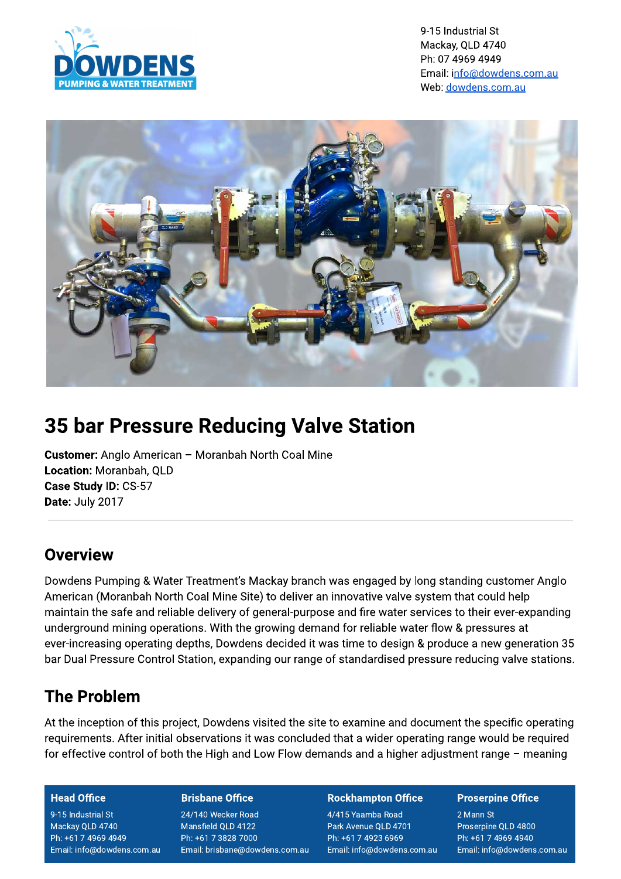9-15 Industrial St
Mackay, QLD 4740
Ph: 07 4969 4949
Email: info@dowdens.com.au
Web: dowdens.com.au

# 35 bar Pressure Reducing Valve Station

**Customer:** Anglo American – Moranbah North Coal Mine
**Location:** Moranbah, QLD
**Case Study ID:** CS-57
**Date:** July 2017

---

## Overview

Dowdens Pumping & Water Treatment's Mackay branch was engaged by long standing customer Anglo American (Moranbah North Coal Mine Site) to deliver an innovative valve system that could help maintain the safe and reliable delivery of general-purpose and fire water services to their ever-expanding underground mining operations. With the growing demand for reliable water flow & pressures at ever-increasing operating depths, Dowdens decided it was time to design & produce a new generation 35 bar Dual Pressure Control Station, expanding our range of standardised pressure reducing valve stations.

## The Problem

At the inception of this project, Dowdens visited the site to examine and document the specific operating requirements. After initial observations it was concluded that a wider operating range would be required for effective control of both the High and Low Flow demands and a higher adjustment range – meaning

| Head Office | Brisbane Office | Rockhampton Office | Proserpine Office |
|---|---|---|---|
| 9-15 Industrial St | 24/140 Wecker Road | 4/415 Yaamba Road | 2 Mann St |
| Mackay QLD 4740 | Mansfield QLD 4122 | Park Avenue QLD 4701 | Proserpine QLD 4800 |
| Ph: +61 7 4969 4949 | Ph: +61 7 3828 7000 | Ph: +61 7 4923 6969 | Ph: +61 7 4969 4940 |
| Email: info@dowdens.com.au | Email: brisbane@dowdens.com.au | Email: info@dowdens.com.au | Email: info@dowdens.com.au |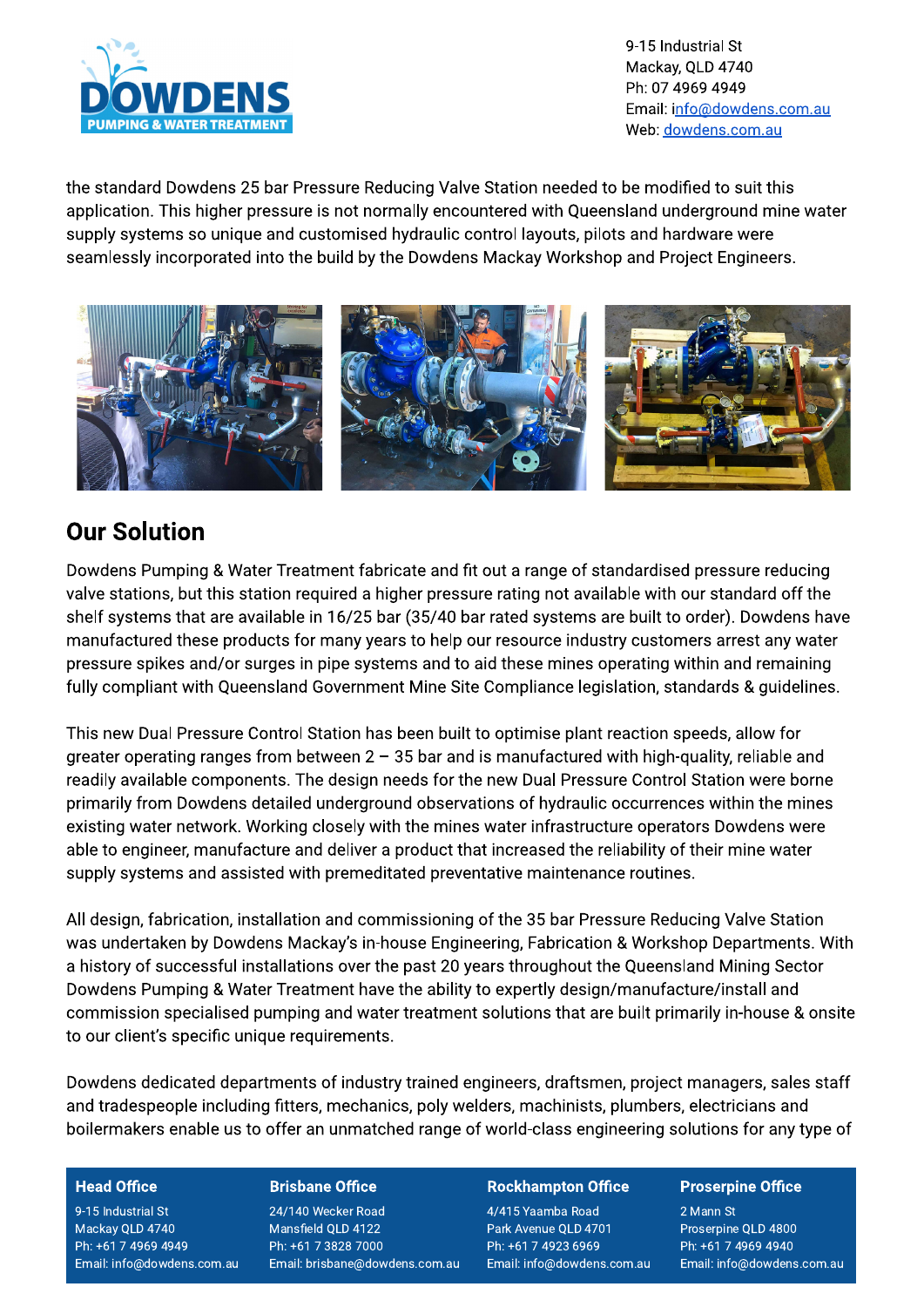the standard Dowdens 25 bar Pressure Reducing Valve Station needed to be modified to suit this application. This higher pressure is not normally encountered with Queensland underground mine water supply systems so unique and customised hydraulic control layouts, pilots and hardware were seamlessly incorporated into the build by the Dowdens Mackay Workshop and Project Engineers.

## Our Solution

Dowdens Pumping & Water Treatment fabricate and fit out a range of standardised pressure reducing valve stations, but this station required a higher pressure rating not available with our standard off the shelf systems that are available in 16/25 bar (35/40 bar rated systems are built to order). Dowdens have manufactured these products for many years to help our resource industry customers arrest any water pressure spikes and/or surges in pipe systems and to aid these mines operating within and remaining fully compliant with Queensland Government Mine Site Compliance legislation, standards & guidelines.

This new Dual Pressure Control Station has been built to optimise plant reaction speeds, allow for greater operating ranges from between 2 – 35 bar and is manufactured with high-quality, reliable and readily available components. The design needs for the new Dual Pressure Control Station were borne primarily from Dowdens detailed underground observations of hydraulic occurrences within the mines existing water network. Working closely with the mines water infrastructure operators Dowdens were able to engineer, manufacture and deliver a product that increased the reliability of their mine water supply systems and assisted with premeditated preventative maintenance routines.

All design, fabrication, installation and commissioning of the 35 bar Pressure Reducing Valve Station was undertaken by Dowdens Mackay's in-house Engineering, Fabrication & Workshop Departments. With a history of successful installations over the past 20 years throughout the Queensland Mining Sector Dowdens Pumping & Water Treatment have the ability to expertly design/manufacture/install and commission specialised pumping and water treatment solutions that are built primarily in-house & onsite to our client's specific unique requirements.

Dowdens dedicated departments of industry trained engineers, draftsmen, project managers, sales staff and tradespeople including fitters, mechanics, poly welders, machinists, plumbers, electricians and boilermakers enable us to offer an unmatched range of world-class engineering solutions for any type of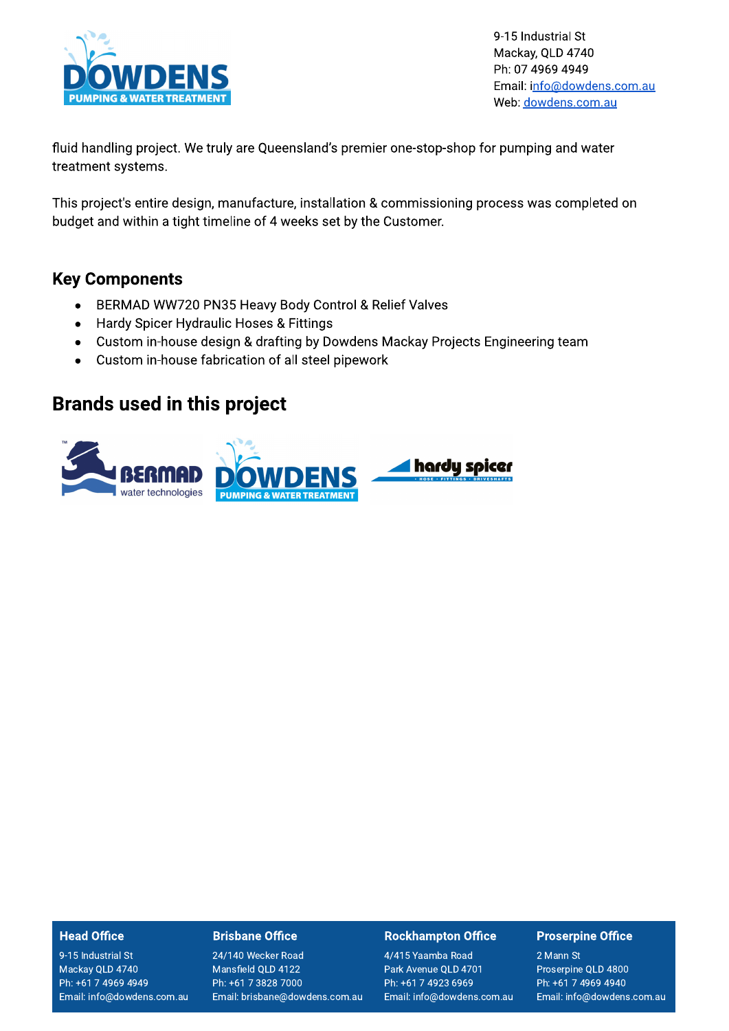fluid handling project. We truly are Queensland's premier one-stop-shop for pumping and water treatment systems.

This project's entire design, manufacture, installation & commissioning process was completed on budget and within a tight timeline of 4 weeks set by the Customer.

### Key Components

- BERMAD WW720 PN35 Heavy Body Control & Relief Valves
- Hardy Spicer Hydraulic Hoses & Fittings
- Custom in-house design & drafting by Dowdens Mackay Projects Engineering team
- Custom in-house fabrication of all steel pipework

## Brands used in this project